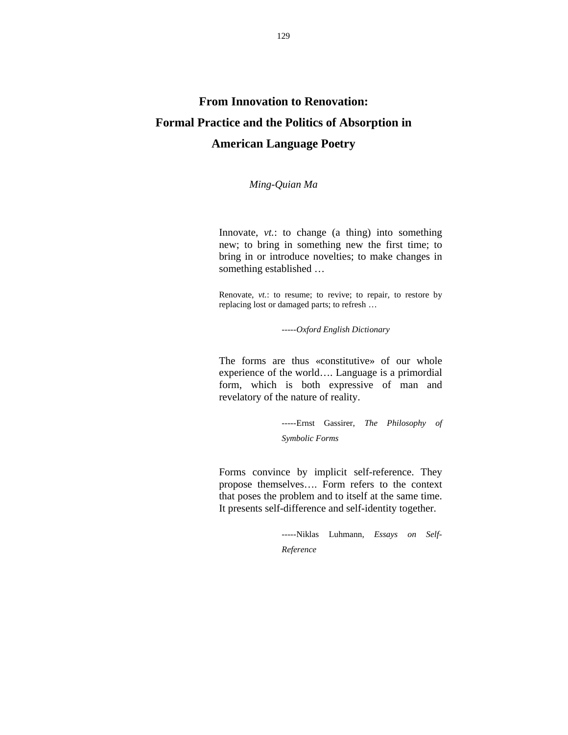# From Innovation to Renovation: Formal Practice and the Politics of Absorption in American Language Poetry

*Ming-Quian Ma*

> Innovate, *vt.*: to change (a thing) into something new; to bring in something new the first time; to bring in or introduce novelties; to make changes in something established …
>
> Renovate, *vt.*: to resume; to revive; to repair, to restore by replacing lost or damaged parts; to refresh …
>
> -----*Oxford English Dictionary*

> The forms are thus «constitutive» of our whole experience of the world…. Language is a primordial form, which is both expressive of man and revelatory of the nature of reality.
>
> -----Ernst Gassirer, *The Philosophy of Symbolic Forms*

> Forms convince by implicit self-reference. They propose themselves…. Form refers to the context that poses the problem and to itself at the same time. It presents self-difference and self-identity together.
>
> -----Niklas Luhmann, *Essays on Self-Reference*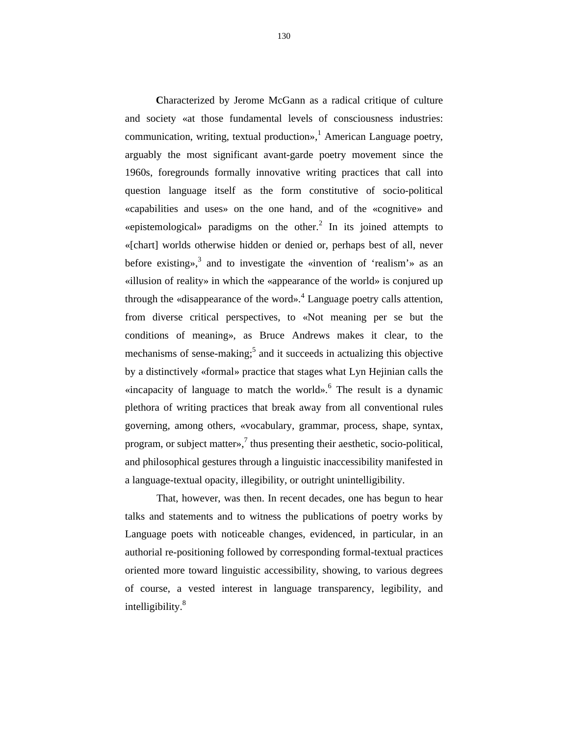**C**haracterized by Jerome McGann as a radical critique of culture and society «at those fundamental levels of consciousness industries: communication, writing, textual production»,[1] American Language poetry, arguably the most significant avant-garde poetry movement since the 1960s, foregrounds formally innovative writing practices that call into question language itself as the form constitutive of socio-political «capabilities and uses» on the one hand, and of the «cognitive» and «epistemological» paradigms on the other.[2] In its joined attempts to «[chart] worlds otherwise hidden or denied or, perhaps best of all, never before existing»,[3] and to investigate the «invention of 'realism'» as an «illusion of reality» in which the «appearance of the world» is conjured up through the «disappearance of the word».[4] Language poetry calls attention, from diverse critical perspectives, to «Not meaning per se but the conditions of meaning», as Bruce Andrews makes it clear, to the mechanisms of sense-making;[5] and it succeeds in actualizing this objective by a distinctively «formal» practice that stages what Lyn Hejinian calls the «incapacity of language to match the world».[6] The result is a dynamic plethora of writing practices that break away from all conventional rules governing, among others, «vocabulary, grammar, process, shape, syntax, program, or subject matter»,[7] thus presenting their aesthetic, socio-political, and philosophical gestures through a linguistic inaccessibility manifested in a language-textual opacity, illegibility, or outright unintelligibility.

That, however, was then. In recent decades, one has begun to hear talks and statements and to witness the publications of poetry works by Language poets with noticeable changes, evidenced, in particular, in an authorial re-positioning followed by corresponding formal-textual practices oriented more toward linguistic accessibility, showing, to various degrees of course, a vested interest in language transparency, legibility, and intelligibility.[8]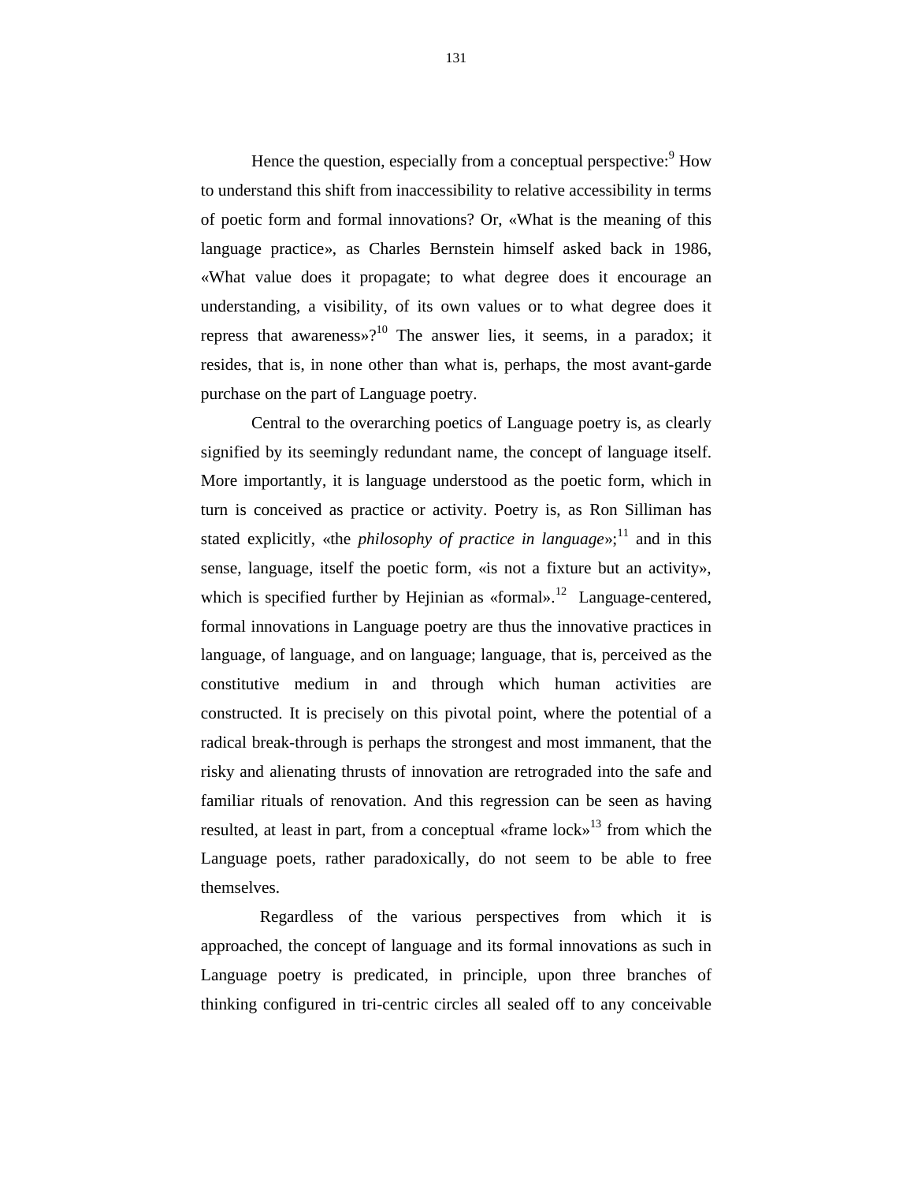Hence the question, especially from a conceptual perspective:[9] How to understand this shift from inaccessibility to relative accessibility in terms of poetic form and formal innovations? Or, «What is the meaning of this language practice», as Charles Bernstein himself asked back in 1986, «What value does it propagate; to what degree does it encourage an understanding, a visibility, of its own values or to what degree does it repress that awareness»?[10] The answer lies, it seems, in a paradox; it resides, that is, in none other than what is, perhaps, the most avant-garde purchase on the part of Language poetry.

Central to the overarching poetics of Language poetry is, as clearly signified by its seemingly redundant name, the concept of language itself. More importantly, it is language understood as the poetic form, which in turn is conceived as practice or activity. Poetry is, as Ron Silliman has stated explicitly, «the *philosophy of practice in language*»;[11] and in this sense, language, itself the poetic form, «is not a fixture but an activity», which is specified further by Hejinian as «formal».[12] Language-centered, formal innovations in Language poetry are thus the innovative practices in language, of language, and on language; language, that is, perceived as the constitutive medium in and through which human activities are constructed. It is precisely on this pivotal point, where the potential of a radical break-through is perhaps the strongest and most immanent, that the risky and alienating thrusts of innovation are retrograded into the safe and familiar rituals of renovation. And this regression can be seen as having resulted, at least in part, from a conceptual «frame lock»[13] from which the Language poets, rather paradoxically, do not seem to be able to free themselves.

Regardless of the various perspectives from which it is approached, the concept of language and its formal innovations as such in Language poetry is predicated, in principle, upon three branches of thinking configured in tri-centric circles all sealed off to any conceivable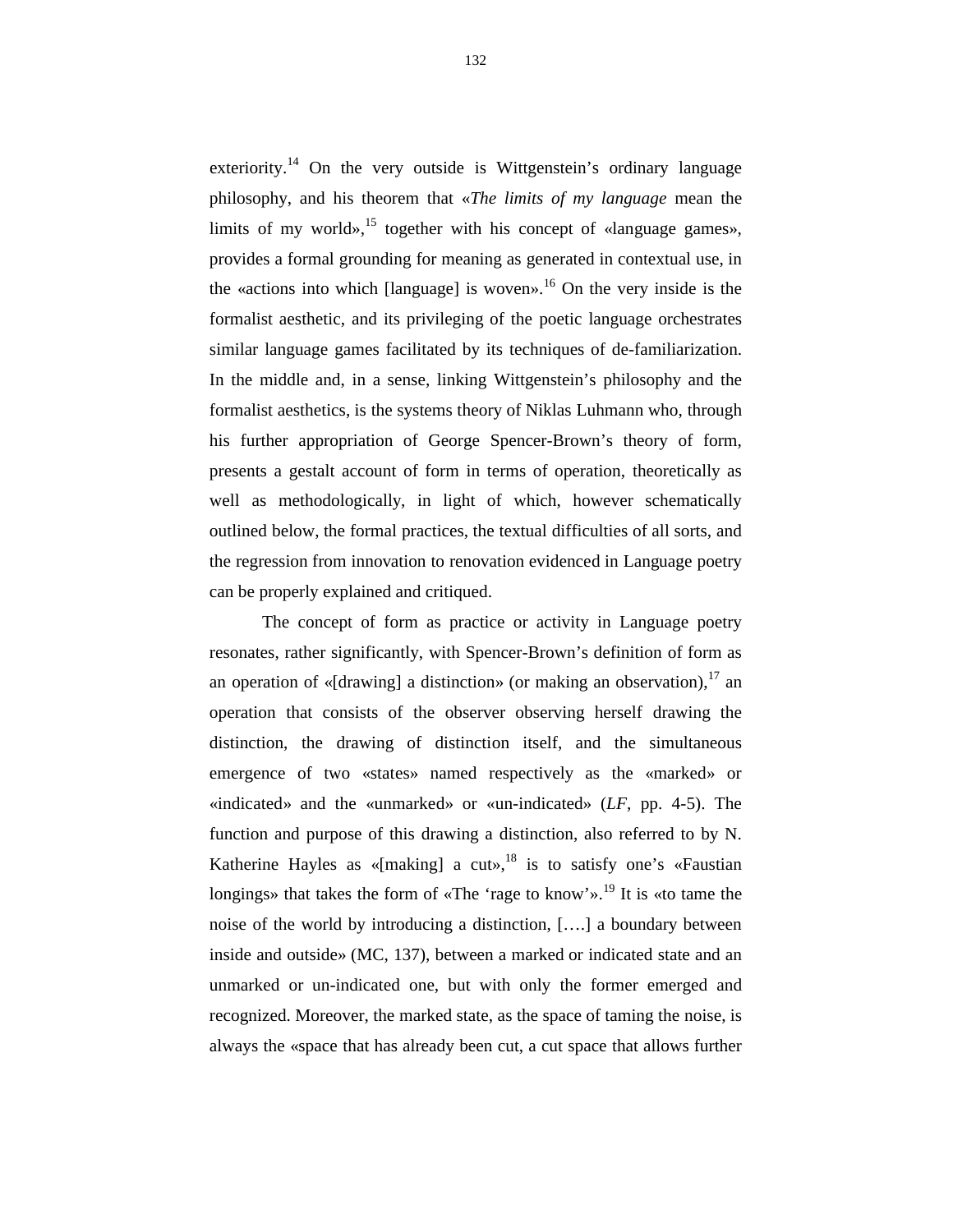exteriority.[14] On the very outside is Wittgenstein's ordinary language philosophy, and his theorem that «*The limits of my language* mean the limits of my world»,[15] together with his concept of «language games», provides a formal grounding for meaning as generated in contextual use, in the «actions into which [language] is woven».[16] On the very inside is the formalist aesthetic, and its privileging of the poetic language orchestrates similar language games facilitated by its techniques of de-familiarization. In the middle and, in a sense, linking Wittgenstein's philosophy and the formalist aesthetics, is the systems theory of Niklas Luhmann who, through his further appropriation of George Spencer-Brown's theory of form, presents a gestalt account of form in terms of operation, theoretically as well as methodologically, in light of which, however schematically outlined below, the formal practices, the textual difficulties of all sorts, and the regression from innovation to renovation evidenced in Language poetry can be properly explained and critiqued.

The concept of form as practice or activity in Language poetry resonates, rather significantly, with Spencer-Brown's definition of form as an operation of «[drawing] a distinction» (or making an observation),[17] an operation that consists of the observer observing herself drawing the distinction, the drawing of distinction itself, and the simultaneous emergence of two «states» named respectively as the «marked» or «indicated» and the «unmarked» or «un-indicated» (*LF*, pp. 4-5). The function and purpose of this drawing a distinction, also referred to by N. Katherine Hayles as «[making] a cut»,[18] is to satisfy one's «Faustian longings» that takes the form of «The 'rage to know'».[19] It is «to tame the noise of the world by introducing a distinction, [….] a boundary between inside and outside» (MC, 137), between a marked or indicated state and an unmarked or un-indicated one, but with only the former emerged and recognized. Moreover, the marked state, as the space of taming the noise, is always the «space that has already been cut, a cut space that allows further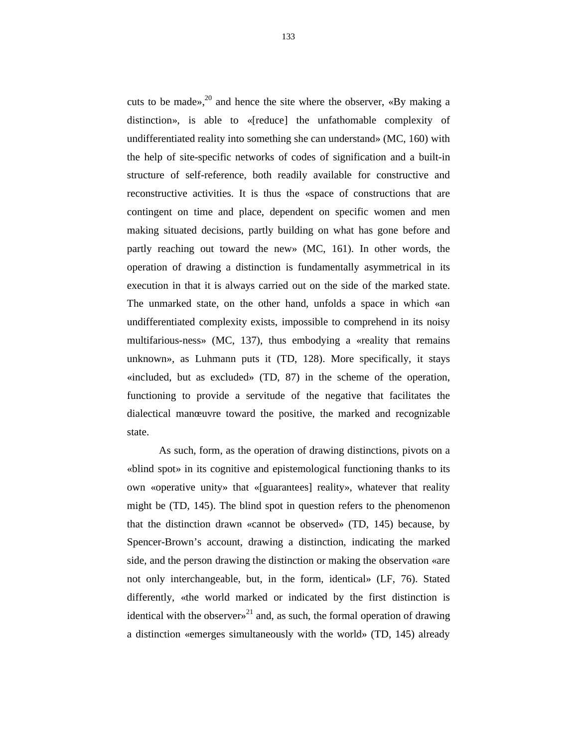cuts to be made»,[20] and hence the site where the observer, «By making a distinction», is able to «[reduce] the unfathomable complexity of undifferentiated reality into something she can understand» (MC, 160) with the help of site-specific networks of codes of signification and a built-in structure of self-reference, both readily available for constructive and reconstructive activities. It is thus the «space of constructions that are contingent on time and place, dependent on specific women and men making situated decisions, partly building on what has gone before and partly reaching out toward the new» (MC, 161). In other words, the operation of drawing a distinction is fundamentally asymmetrical in its execution in that it is always carried out on the side of the marked state. The unmarked state, on the other hand, unfolds a space in which «an undifferentiated complexity exists, impossible to comprehend in its noisy multifarious-ness» (MC, 137), thus embodying a «reality that remains unknown», as Luhmann puts it (TD, 128). More specifically, it stays «included, but as excluded» (TD, 87) in the scheme of the operation, functioning to provide a servitude of the negative that facilitates the dialectical manœuvre toward the positive, the marked and recognizable state.

As such, form, as the operation of drawing distinctions, pivots on a «blind spot» in its cognitive and epistemological functioning thanks to its own «operative unity» that «[guarantees] reality», whatever that reality might be (TD, 145). The blind spot in question refers to the phenomenon that the distinction drawn «cannot be observed» (TD, 145) because, by Spencer-Brown's account, drawing a distinction, indicating the marked side, and the person drawing the distinction or making the observation «are not only interchangeable, but, in the form, identical» (LF, 76). Stated differently, «the world marked or indicated by the first distinction is identical with the observer»[21] and, as such, the formal operation of drawing a distinction «emerges simultaneously with the world» (TD, 145) already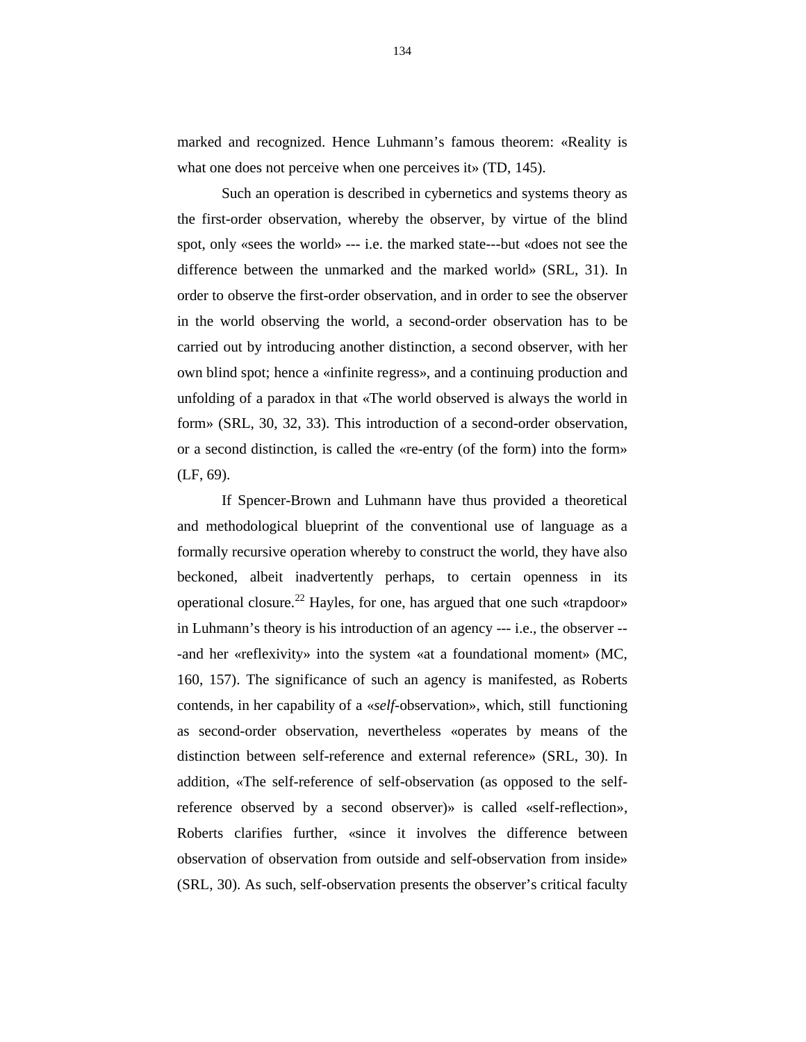marked and recognized. Hence Luhmann's famous theorem: «Reality is what one does not perceive when one perceives it» (TD, 145).

Such an operation is described in cybernetics and systems theory as the first-order observation, whereby the observer, by virtue of the blind spot, only «sees the world» --- i.e. the marked state---but «does not see the difference between the unmarked and the marked world» (SRL, 31). In order to observe the first-order observation, and in order to see the observer in the world observing the world, a second-order observation has to be carried out by introducing another distinction, a second observer, with her own blind spot; hence a «infinite regress», and a continuing production and unfolding of a paradox in that «The world observed is always the world in form» (SRL, 30, 32, 33). This introduction of a second-order observation, or a second distinction, is called the «re-entry (of the form) into the form» (LF, 69).

If Spencer-Brown and Luhmann have thus provided a theoretical and methodological blueprint of the conventional use of language as a formally recursive operation whereby to construct the world, they have also beckoned, albeit inadvertently perhaps, to certain openness in its operational closure.[22] Hayles, for one, has argued that one such «trapdoor» in Luhmann's theory is his introduction of an agency --- i.e., the observer ---and her «reflexivity» into the system «at a foundational moment» (MC, 160, 157). The significance of such an agency is manifested, as Roberts contends, in her capability of a «*self*-observation», which, still functioning as second-order observation, nevertheless «operates by means of the distinction between self-reference and external reference» (SRL, 30). In addition, «The self-reference of self-observation (as opposed to the self-reference observed by a second observer)» is called «self-reflection», Roberts clarifies further, «since it involves the difference between observation of observation from outside and self-observation from inside» (SRL, 30). As such, self-observation presents the observer's critical faculty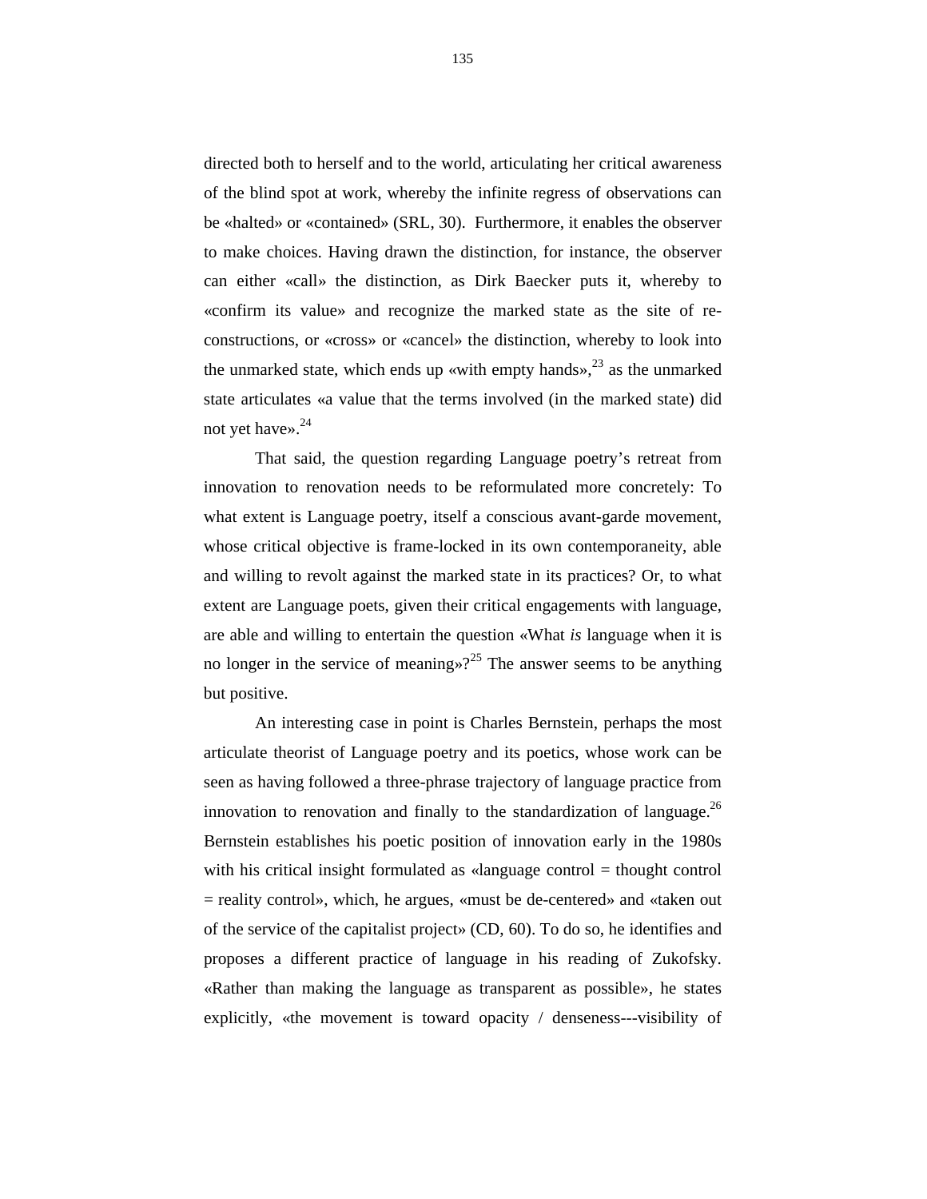directed both to herself and to the world, articulating her critical awareness of the blind spot at work, whereby the infinite regress of observations can be «halted» or «contained» (SRL, 30). Furthermore, it enables the observer to make choices. Having drawn the distinction, for instance, the observer can either «call» the distinction, as Dirk Baecker puts it, whereby to «confirm its value» and recognize the marked state as the site of re-constructions, or «cross» or «cancel» the distinction, whereby to look into the unmarked state, which ends up «with empty hands»,[23] as the unmarked state articulates «a value that the terms involved (in the marked state) did not yet have».[24]

That said, the question regarding Language poetry's retreat from innovation to renovation needs to be reformulated more concretely: To what extent is Language poetry, itself a conscious avant-garde movement, whose critical objective is frame-locked in its own contemporaneity, able and willing to revolt against the marked state in its practices? Or, to what extent are Language poets, given their critical engagements with language, are able and willing to entertain the question «What *is* language when it is no longer in the service of meaning»?[25] The answer seems to be anything but positive.

An interesting case in point is Charles Bernstein, perhaps the most articulate theorist of Language poetry and its poetics, whose work can be seen as having followed a three-phrase trajectory of language practice from innovation to renovation and finally to the standardization of language.[26] Bernstein establishes his poetic position of innovation early in the 1980s with his critical insight formulated as «language control = thought control = reality control», which, he argues, «must be de-centered» and «taken out of the service of the capitalist project» (CD, 60). To do so, he identifies and proposes a different practice of language in his reading of Zukofsky. «Rather than making the language as transparent as possible», he states explicitly, «the movement is toward opacity / denseness---visibility of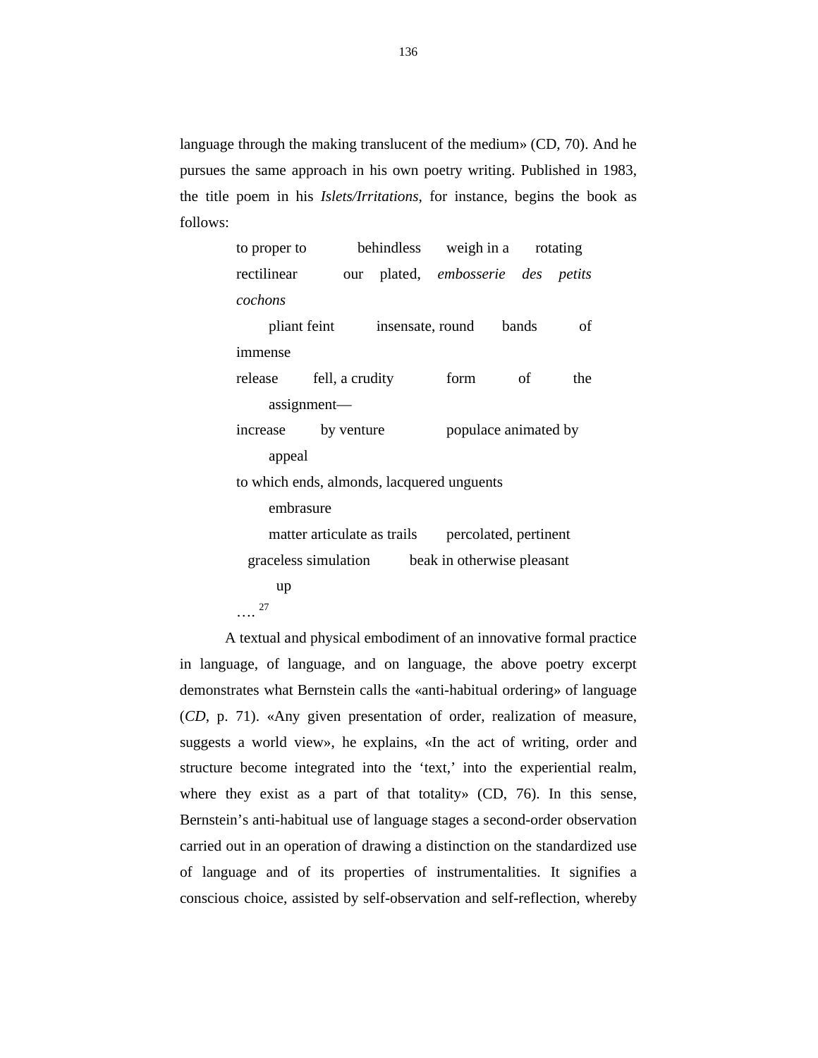language through the making translucent of the medium» (CD, 70). And he pursues the same approach in his own poetry writing. Published in 1983, the title poem in his *Islets/Irritations*, for instance, begins the book as follows:

> to proper to     behindless     weigh in a     rotating  
> rectilinear     our   plated,   *embosserie   des   petits cochons*  
>   pliant feint     insensate, round     bands     of immense  
> release     fell, a crudity     form     of     the  
>   assignment—  
> increase     by venture     populace animated by  
>   appeal  
> to which ends, almonds, lacquered unguents  
>   embrasure  
>   matter articulate as trails     percolated, pertinent  
>  graceless simulation     beak in otherwise pleasant  
>    up  
> …. [27]

A textual and physical embodiment of an innovative formal practice in language, of language, and on language, the above poetry excerpt demonstrates what Bernstein calls the «anti-habitual ordering» of language (*CD*, p. 71). «Any given presentation of order, realization of measure, suggests a world view», he explains, «In the act of writing, order and structure become integrated into the 'text,' into the experiential realm, where they exist as a part of that totality» (CD, 76). In this sense, Bernstein's anti-habitual use of language stages a second-order observation carried out in an operation of drawing a distinction on the standardized use of language and of its properties of instrumentalities. It signifies a conscious choice, assisted by self-observation and self-reflection, whereby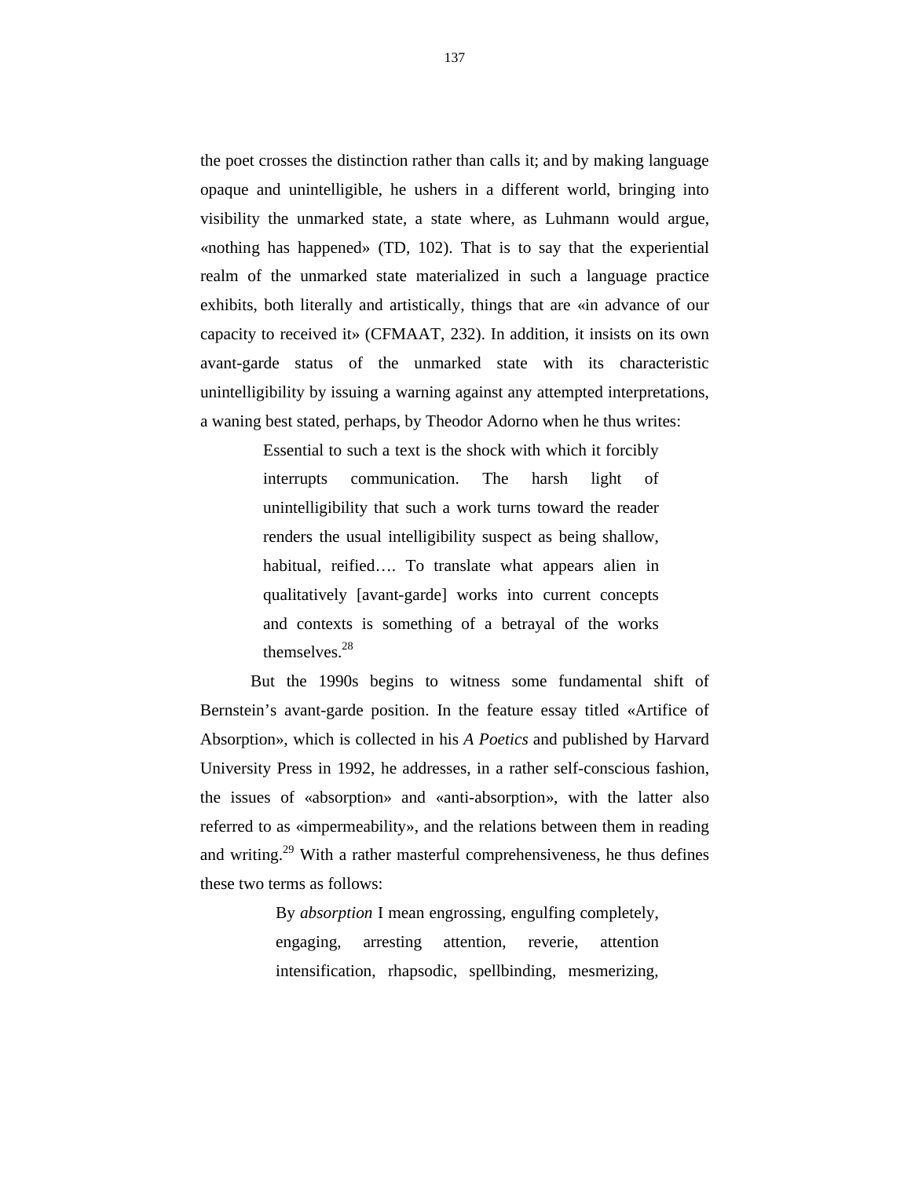the poet crosses the distinction rather than calls it; and by making language opaque and unintelligible, he ushers in a different world, bringing into visibility the unmarked state, a state where, as Luhmann would argue, «nothing has happened» (TD, 102). That is to say that the experiential realm of the unmarked state materialized in such a language practice exhibits, both literally and artistically, things that are «in advance of our capacity to received it» (CFMAAT, 232). In addition, it insists on its own avant-garde status of the unmarked state with its characteristic unintelligibility by issuing a warning against any attempted interpretations, a waning best stated, perhaps, by Theodor Adorno when he thus writes:

> Essential to such a text is the shock with which it forcibly interrupts communication. The harsh light of unintelligibility that such a work turns toward the reader renders the usual intelligibility suspect as being shallow, habitual, reified…. To translate what appears alien in qualitatively [avant-garde] works into current concepts and contexts is something of a betrayal of the works themselves.[28]

But the 1990s begins to witness some fundamental shift of Bernstein's avant-garde position. In the feature essay titled «Artifice of Absorption», which is collected in his *A Poetics* and published by Harvard University Press in 1992, he addresses, in a rather self-conscious fashion, the issues of «absorption» and «anti-absorption», with the latter also referred to as «impermeability», and the relations between them in reading and writing.[29] With a rather masterful comprehensiveness, he thus defines these two terms as follows:

> By *absorption* I mean engrossing, engulfing completely, engaging, arresting attention, reverie, attention intensification, rhapsodic, spellbinding, mesmerizing,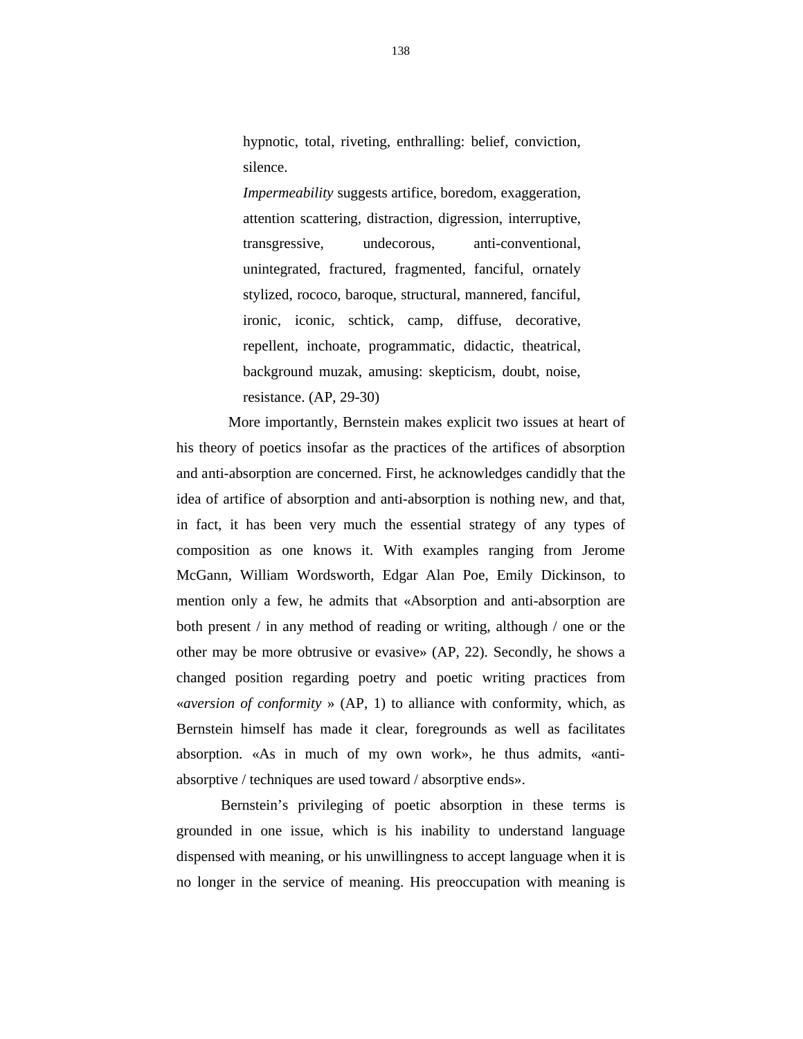> hypnotic, total, riveting, enthralling: belief, conviction, silence.
>
> *Impermeability* suggests artifice, boredom, exaggeration, attention scattering, distraction, digression, interruptive, transgressive, undecorous, anti-conventional, unintegrated, fractured, fragmented, fanciful, ornately stylized, rococo, baroque, structural, mannered, fanciful, ironic, iconic, schtick, camp, diffuse, decorative, repellent, inchoate, programmatic, didactic, theatrical, background muzak, amusing: skepticism, doubt, noise, resistance. (AP, 29-30)

More importantly, Bernstein makes explicit two issues at heart of his theory of poetics insofar as the practices of the artifices of absorption and anti-absorption are concerned. First, he acknowledges candidly that the idea of artifice of absorption and anti-absorption is nothing new, and that, in fact, it has been very much the essential strategy of any types of composition as one knows it. With examples ranging from Jerome McGann, William Wordsworth, Edgar Alan Poe, Emily Dickinson, to mention only a few, he admits that «Absorption and anti-absorption are both present / in any method of reading or writing, although / one or the other may be more obtrusive or evasive» (AP, 22). Secondly, he shows a changed position regarding poetry and poetic writing practices from «*aversion of conformity* » (AP, 1) to alliance with conformity, which, as Bernstein himself has made it clear, foregrounds as well as facilitates absorption. «As in much of my own work», he thus admits, «anti-absorptive / techniques are used toward / absorptive ends».

Bernstein's privileging of poetic absorption in these terms is grounded in one issue, which is his inability to understand language dispensed with meaning, or his unwillingness to accept language when it is no longer in the service of meaning. His preoccupation with meaning is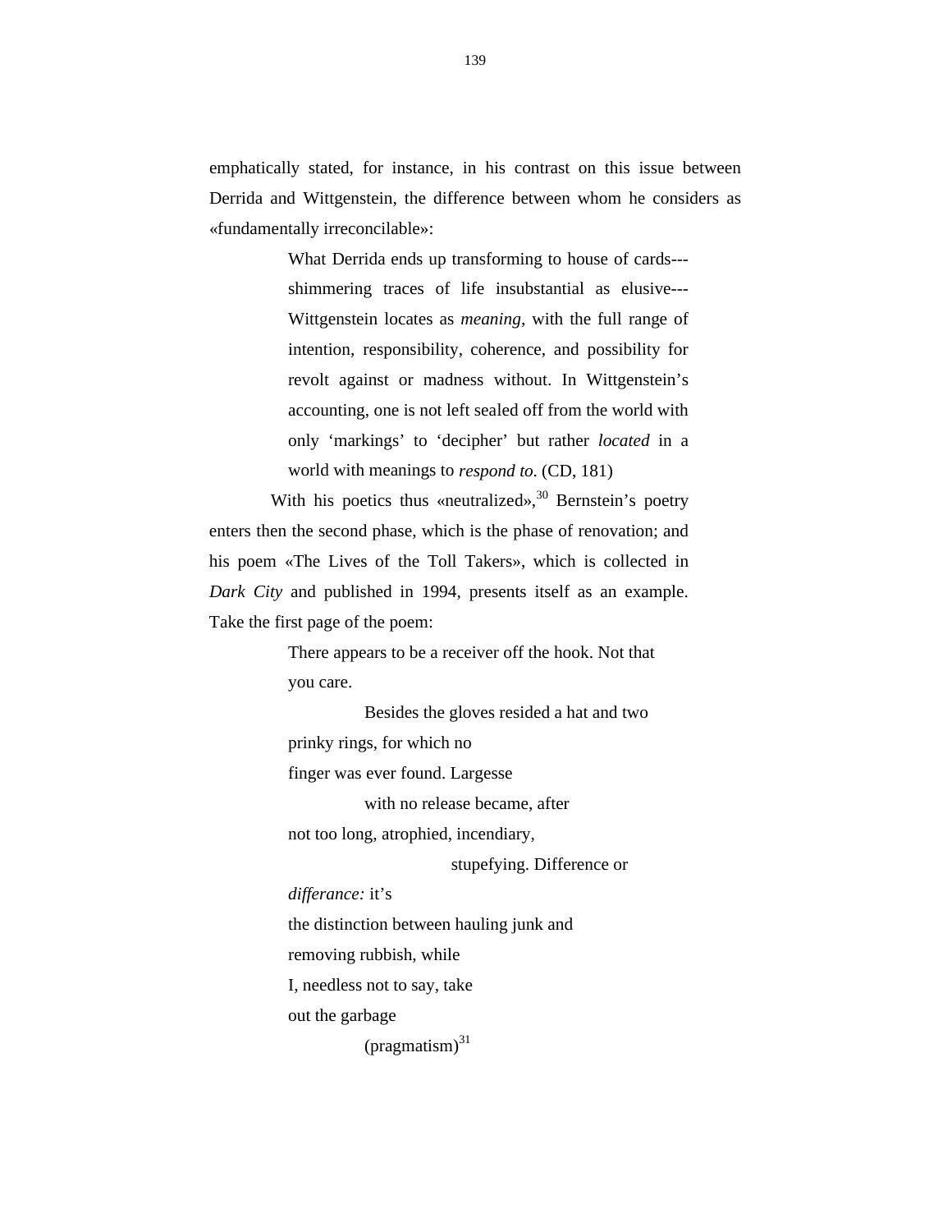emphatically stated, for instance, in his contrast on this issue between Derrida and Wittgenstein, the difference between whom he considers as «fundamentally irreconcilable»:

> What Derrida ends up transforming to house of cards---shimmering traces of life insubstantial as elusive---Wittgenstein locates as *meaning*, with the full range of intention, responsibility, coherence, and possibility for revolt against or madness without. In Wittgenstein's accounting, one is not left sealed off from the world with only 'markings' to 'decipher' but rather *located* in a world with meanings to *respond to*. (CD, 181)

With his poetics thus «neutralized»,[30] Bernstein's poetry enters then the second phase, which is the phase of renovation; and his poem «The Lives of the Toll Takers», which is collected in *Dark City* and published in 1994, presents itself as an example. Take the first page of the poem:

> There appears to be a receiver off the hook. Not that
> you care.
>           Besides the gloves resided a hat and two
> prinky rings, for which no
> finger was ever found. Largesse
>           with no release became, after
> not too long, atrophied, incendiary,
>                     stupefying. Difference or
> *differance:* it's
> the distinction between hauling junk and
> removing rubbish, while
> I, needless not to say, take
> out the garbage
>           (pragmatism)[31]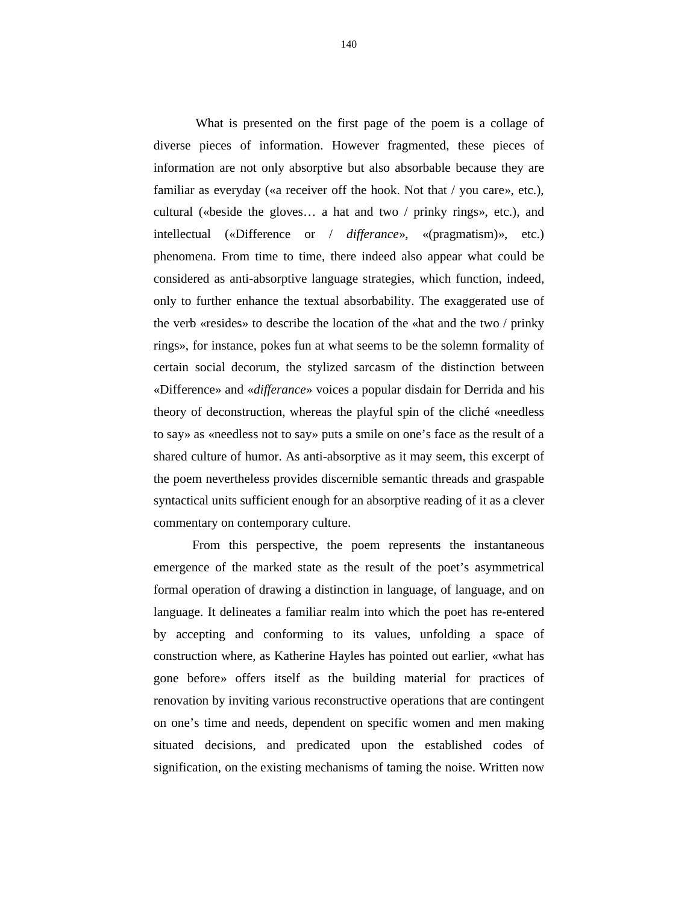What is presented on the first page of the poem is a collage of diverse pieces of information. However fragmented, these pieces of information are not only absorptive but also absorbable because they are familiar as everyday («a receiver off the hook. Not that / you care», etc.), cultural («beside the gloves… a hat and two / prinky rings», etc.), and intellectual («Difference or / *differance*», «(pragmatism)», etc.) phenomena. From time to time, there indeed also appear what could be considered as anti-absorptive language strategies, which function, indeed, only to further enhance the textual absorbability. The exaggerated use of the verb «resides» to describe the location of the «hat and the two / prinky rings», for instance, pokes fun at what seems to be the solemn formality of certain social decorum, the stylized sarcasm of the distinction between «Difference» and «*differance*» voices a popular disdain for Derrida and his theory of deconstruction, whereas the playful spin of the cliché «needless to say» as «needless not to say» puts a smile on one's face as the result of a shared culture of humor. As anti-absorptive as it may seem, this excerpt of the poem nevertheless provides discernible semantic threads and graspable syntactical units sufficient enough for an absorptive reading of it as a clever commentary on contemporary culture.

From this perspective, the poem represents the instantaneous emergence of the marked state as the result of the poet's asymmetrical formal operation of drawing a distinction in language, of language, and on language. It delineates a familiar realm into which the poet has re-entered by accepting and conforming to its values, unfolding a space of construction where, as Katherine Hayles has pointed out earlier, «what has gone before» offers itself as the building material for practices of renovation by inviting various reconstructive operations that are contingent on one's time and needs, dependent on specific women and men making situated decisions, and predicated upon the established codes of signification, on the existing mechanisms of taming the noise. Written now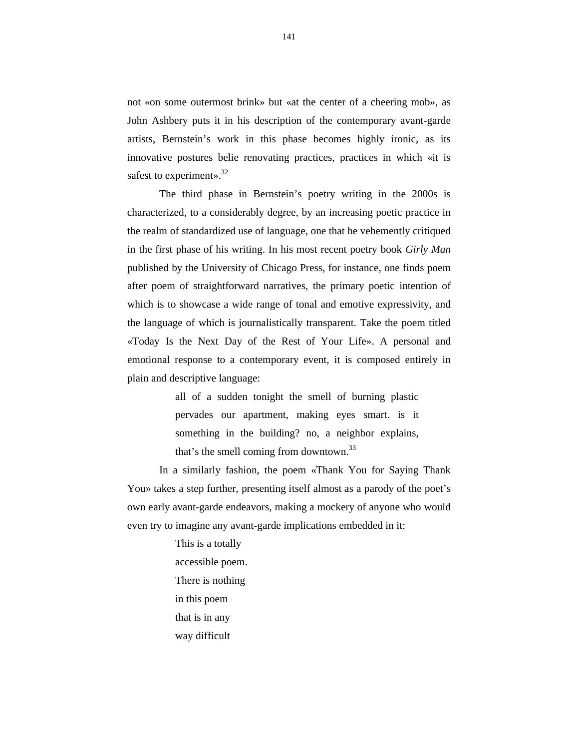not «on some outermost brink» but «at the center of a cheering mob», as John Ashbery puts it in his description of the contemporary avant-garde artists, Bernstein's work in this phase becomes highly ironic, as its innovative postures belie renovating practices, practices in which «it is safest to experiment».[32]

The third phase in Bernstein's poetry writing in the 2000s is characterized, to a considerably degree, by an increasing poetic practice in the realm of standardized use of language, one that he vehemently critiqued in the first phase of his writing. In his most recent poetry book *Girly Man* published by the University of Chicago Press, for instance, one finds poem after poem of straightforward narratives, the primary poetic intention of which is to showcase a wide range of tonal and emotive expressivity, and the language of which is journalistically transparent. Take the poem titled «Today Is the Next Day of the Rest of Your Life». A personal and emotional response to a contemporary event, it is composed entirely in plain and descriptive language:

> all of a sudden tonight the smell of burning plastic pervades our apartment, making eyes smart. is it something in the building? no, a neighbor explains, that's the smell coming from downtown.[33]

In a similarly fashion, the poem «Thank You for Saying Thank You» takes a step further, presenting itself almost as a parody of the poet's own early avant-garde endeavors, making a mockery of anyone who would even try to imagine any avant-garde implications embedded in it:

> This is a totally  
> accessible poem.  
> There is nothing  
> in this poem  
> that is in any  
> way difficult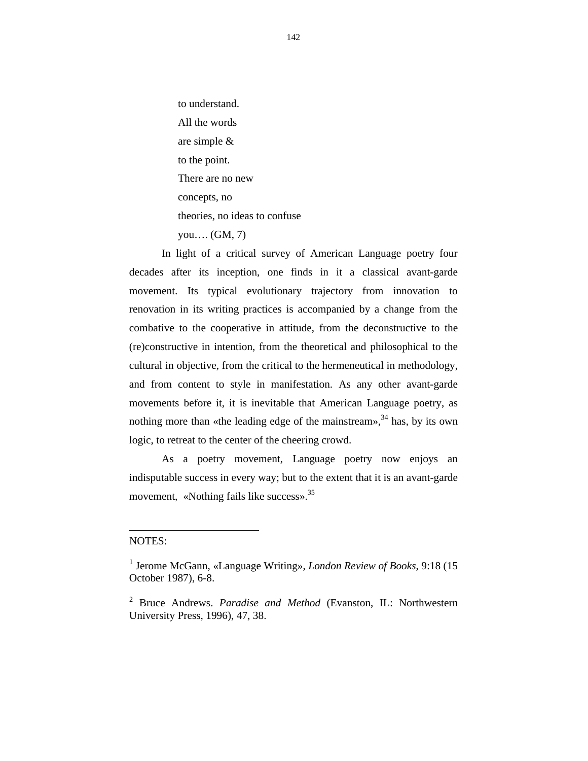to understand.
All the words
are simple &
to the point.
There are no new
concepts, no
theories, no ideas to confuse
you…. (GM, 7)

In light of a critical survey of American Language poetry four decades after its inception, one finds in it a classical avant-garde movement. Its typical evolutionary trajectory from innovation to renovation in its writing practices is accompanied by a change from the combative to the cooperative in attitude, from the deconstructive to the (re)constructive in intention, from the theoretical and philosophical to the cultural in objective, from the critical to the hermeneutical in methodology, and from content to style in manifestation. As any other avant-garde movements before it, it is inevitable that American Language poetry, as nothing more than «the leading edge of the mainstream»,[34] has, by its own logic, to retreat to the center of the cheering crowd.

As a poetry movement, Language poetry now enjoys an indisputable success in every way; but to the extent that it is an avant-garde movement, «Nothing fails like success».[35]

---

NOTES:

[1] Jerome McGann, «Language Writing», *London Review of Books*, 9:18 (15 October 1987), 6-8.

[2] Bruce Andrews. *Paradise and Method* (Evanston, IL: Northwestern University Press, 1996), 47, 38.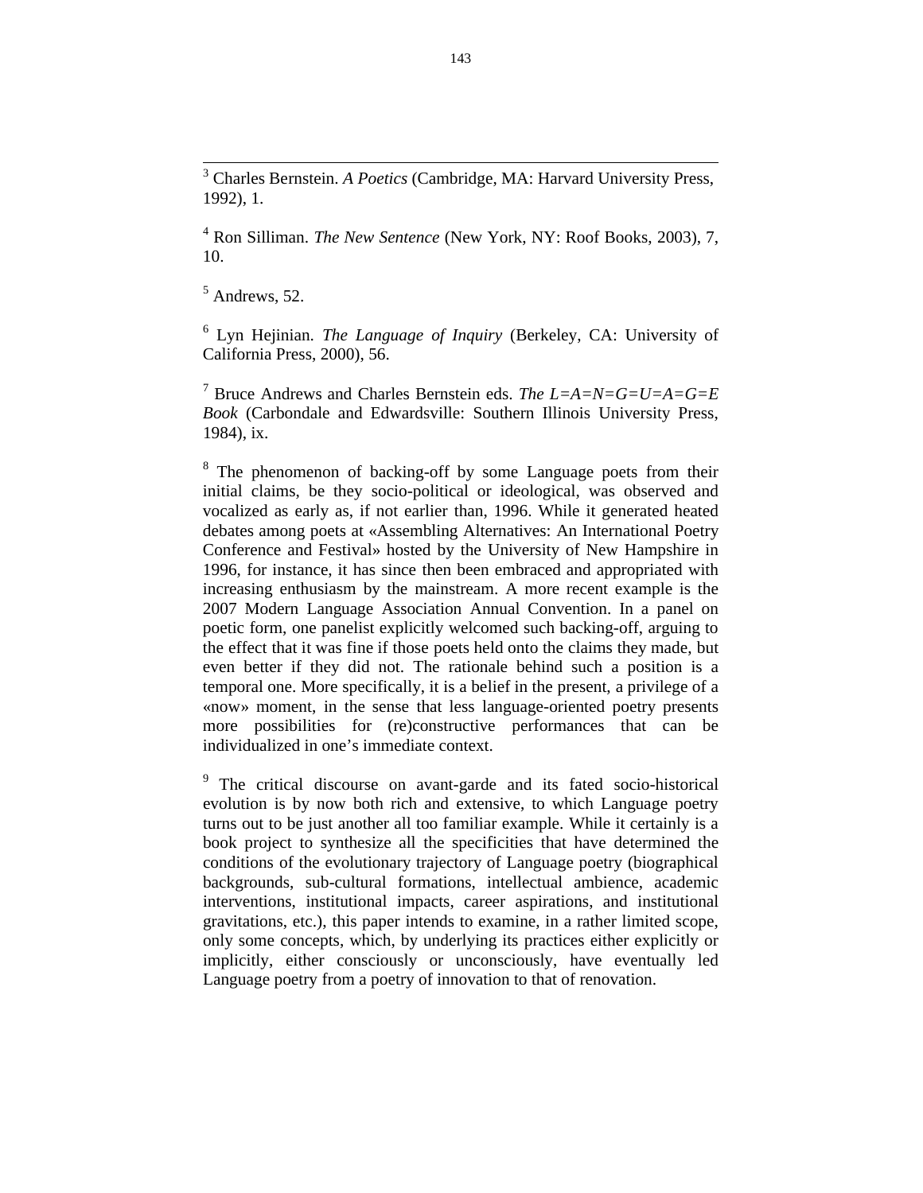[3] Charles Bernstein. *A Poetics* (Cambridge, MA: Harvard University Press, 1992), 1.

[4] Ron Silliman. *The New Sentence* (New York, NY: Roof Books, 2003), 7, 10.

[5] Andrews, 52.

[6] Lyn Hejinian. *The Language of Inquiry* (Berkeley, CA: University of California Press, 2000), 56.

[7] Bruce Andrews and Charles Bernstein eds. *The L=A=N=G=U=A=G=E Book* (Carbondale and Edwardsville: Southern Illinois University Press, 1984), ix.

[8] The phenomenon of backing-off by some Language poets from their initial claims, be they socio-political or ideological, was observed and vocalized as early as, if not earlier than, 1996. While it generated heated debates among poets at «Assembling Alternatives: An International Poetry Conference and Festival» hosted by the University of New Hampshire in 1996, for instance, it has since then been embraced and appropriated with increasing enthusiasm by the mainstream. A more recent example is the 2007 Modern Language Association Annual Convention. In a panel on poetic form, one panelist explicitly welcomed such backing-off, arguing to the effect that it was fine if those poets held onto the claims they made, but even better if they did not. The rationale behind such a position is a temporal one. More specifically, it is a belief in the present, a privilege of a «now» moment, in the sense that less language-oriented poetry presents more possibilities for (re)constructive performances that can be individualized in one's immediate context.

[9] The critical discourse on avant-garde and its fated socio-historical evolution is by now both rich and extensive, to which Language poetry turns out to be just another all too familiar example. While it certainly is a book project to synthesize all the specificities that have determined the conditions of the evolutionary trajectory of Language poetry (biographical backgrounds, sub-cultural formations, intellectual ambience, academic interventions, institutional impacts, career aspirations, and institutional gravitations, etc.), this paper intends to examine, in a rather limited scope, only some concepts, which, by underlying its practices either explicitly or implicitly, either consciously or unconsciously, have eventually led Language poetry from a poetry of innovation to that of renovation.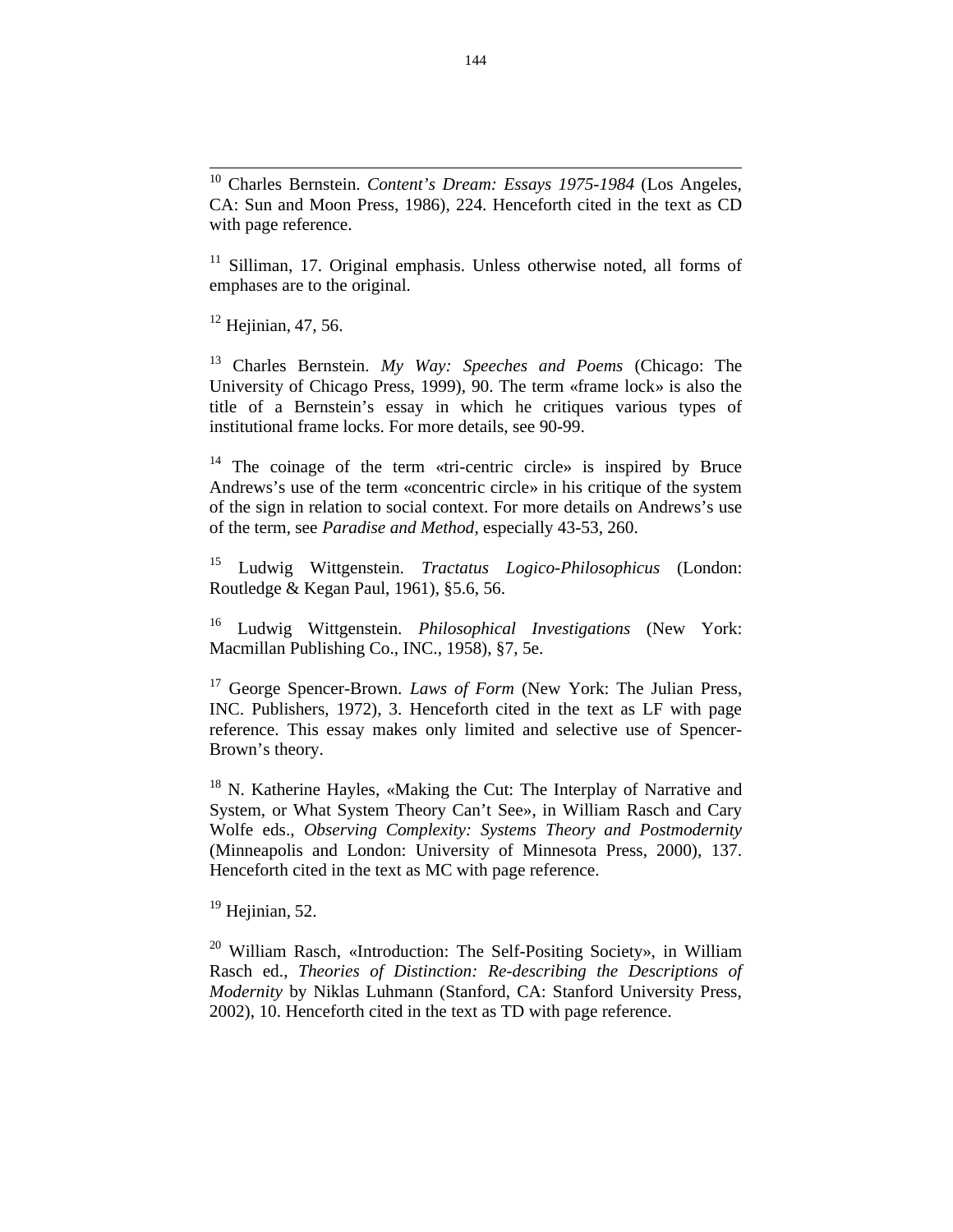[10] Charles Bernstein. *Content's Dream: Essays 1975-1984* (Los Angeles, CA: Sun and Moon Press, 1986), 224. Henceforth cited in the text as CD with page reference.

[11] Silliman, 17. Original emphasis. Unless otherwise noted, all forms of emphases are to the original.

[12] Hejinian, 47, 56.

[13] Charles Bernstein. *My Way: Speeches and Poems* (Chicago: The University of Chicago Press, 1999), 90. The term «frame lock» is also the title of a Bernstein's essay in which he critiques various types of institutional frame locks. For more details, see 90-99.

[14] The coinage of the term «tri-centric circle» is inspired by Bruce Andrews's use of the term «concentric circle» in his critique of the system of the sign in relation to social context. For more details on Andrews's use of the term, see *Paradise and Method*, especially 43-53, 260.

[15] Ludwig Wittgenstein. *Tractatus Logico-Philosophicus* (London: Routledge & Kegan Paul, 1961), §5.6, 56.

[16] Ludwig Wittgenstein. *Philosophical Investigations* (New York: Macmillan Publishing Co., INC., 1958), §7, 5e.

[17] George Spencer-Brown. *Laws of Form* (New York: The Julian Press, INC. Publishers, 1972), 3. Henceforth cited in the text as LF with page reference. This essay makes only limited and selective use of Spencer-Brown's theory.

[18] N. Katherine Hayles, «Making the Cut: The Interplay of Narrative and System, or What System Theory Can't See», in William Rasch and Cary Wolfe eds., *Observing Complexity: Systems Theory and Postmodernity* (Minneapolis and London: University of Minnesota Press, 2000), 137. Henceforth cited in the text as MC with page reference.

[19] Hejinian, 52.

[20] William Rasch, «Introduction: The Self-Positing Society», in William Rasch ed., *Theories of Distinction: Re-describing the Descriptions of Modernity* by Niklas Luhmann (Stanford, CA: Stanford University Press, 2002), 10. Henceforth cited in the text as TD with page reference.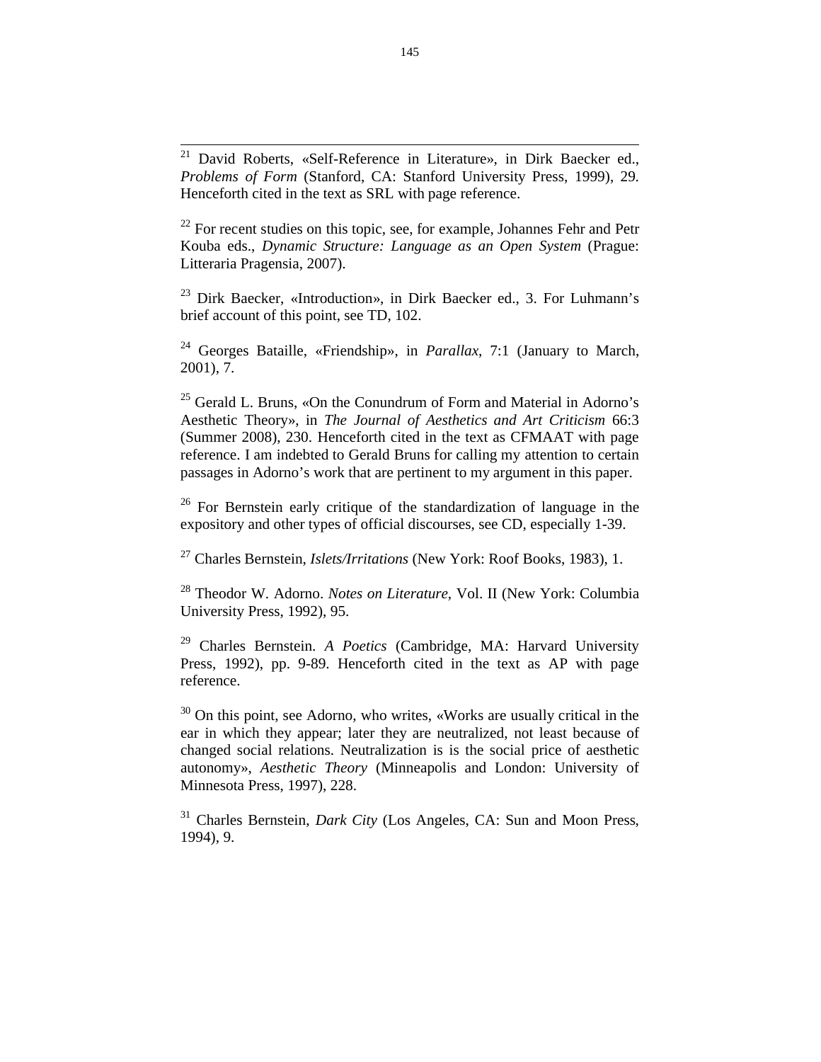[21] David Roberts, «Self-Reference in Literature», in Dirk Baecker ed., *Problems of Form* (Stanford, CA: Stanford University Press, 1999), 29. Henceforth cited in the text as SRL with page reference.

[22] For recent studies on this topic, see, for example, Johannes Fehr and Petr Kouba eds., *Dynamic Structure: Language as an Open System* (Prague: Litteraria Pragensia, 2007).

[23] Dirk Baecker, «Introduction», in Dirk Baecker ed., 3. For Luhmann's brief account of this point, see TD, 102.

[24] Georges Bataille, «Friendship», in *Parallax*, 7:1 (January to March, 2001), 7.

[25] Gerald L. Bruns, «On the Conundrum of Form and Material in Adorno's Aesthetic Theory», in *The Journal of Aesthetics and Art Criticism* 66:3 (Summer 2008), 230. Henceforth cited in the text as CFMAAT with page reference. I am indebted to Gerald Bruns for calling my attention to certain passages in Adorno's work that are pertinent to my argument in this paper.

[26] For Bernstein early critique of the standardization of language in the expository and other types of official discourses, see CD, especially 1-39.

[27] Charles Bernstein, *Islets/Irritations* (New York: Roof Books, 1983), 1.

[28] Theodor W. Adorno. *Notes on Literature*, Vol. II (New York: Columbia University Press, 1992), 95.

[29] Charles Bernstein. *A Poetics* (Cambridge, MA: Harvard University Press, 1992), pp. 9-89. Henceforth cited in the text as AP with page reference.

[30] On this point, see Adorno, who writes, «Works are usually critical in the ear in which they appear; later they are neutralized, not least because of changed social relations. Neutralization is is the social price of aesthetic autonomy», *Aesthetic Theory* (Minneapolis and London: University of Minnesota Press, 1997), 228.

[31] Charles Bernstein, *Dark City* (Los Angeles, CA: Sun and Moon Press, 1994), 9.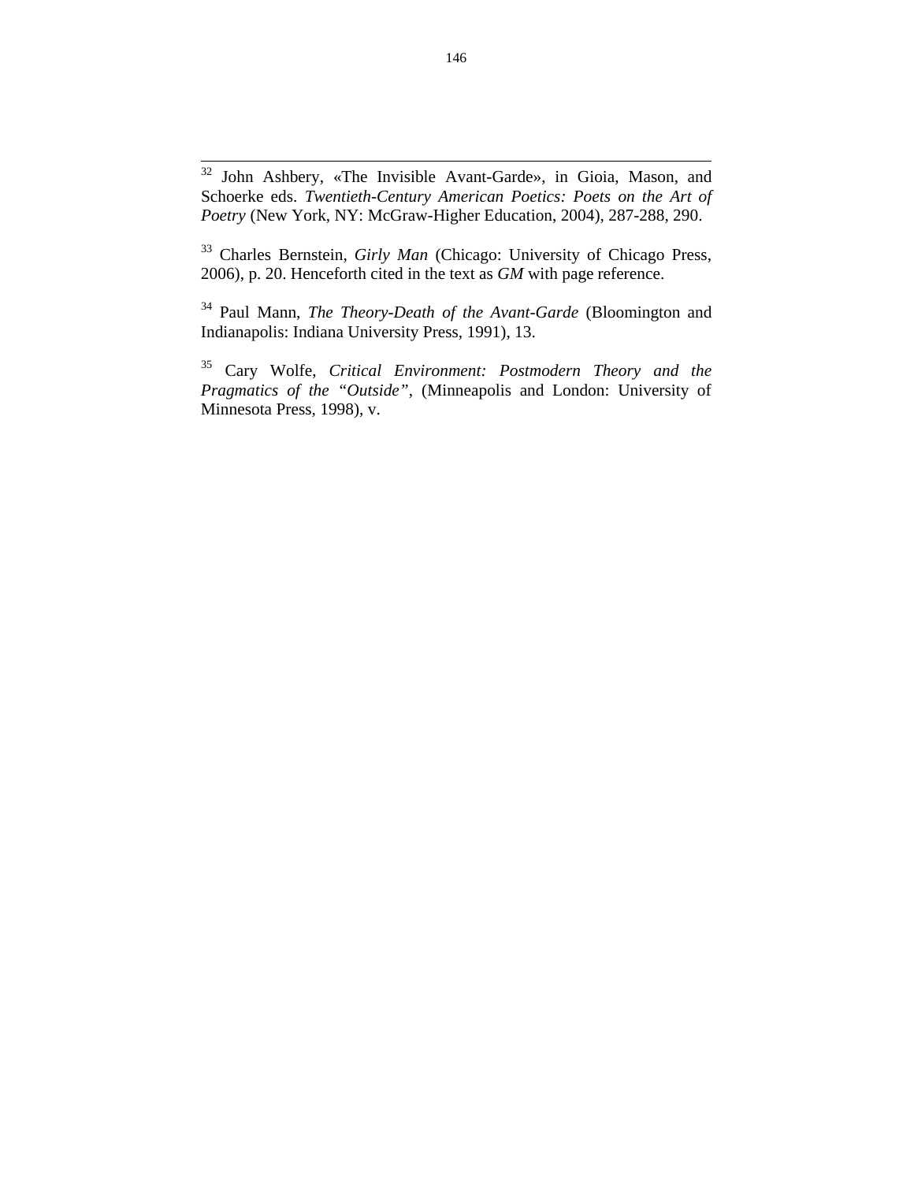---

[32] John Ashbery, «The Invisible Avant-Garde», in Gioia, Mason, and Schoerke eds. *Twentieth-Century American Poetics: Poets on the Art of Poetry* (New York, NY: McGraw-Higher Education, 2004), 287-288, 290.

[33] Charles Bernstein, *Girly Man* (Chicago: University of Chicago Press, 2006), p. 20. Henceforth cited in the text as *GM* with page reference.

[34] Paul Mann, *The Theory-Death of the Avant-Garde* (Bloomington and Indianapolis: Indiana University Press, 1991), 13.

[35] Cary Wolfe, *Critical Environment: Postmodern Theory and the Pragmatics of the "Outside"*, (Minneapolis and London: University of Minnesota Press, 1998), v.